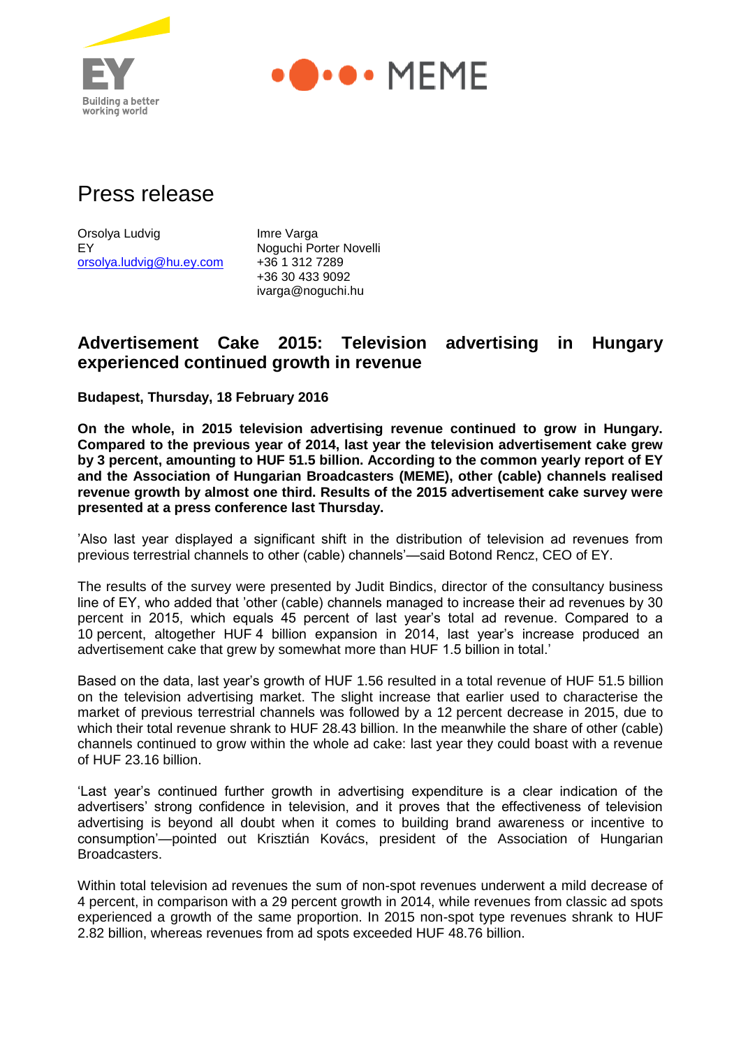# Press release

Orsolya Ludvig
EY
orsolya.ludvig@hu.ey.com

Imre Varga
Noguchi Porter Novelli
+36 1 312 7289
+36 30 433 9092
ivarga@noguchi.hu

## Advertisement Cake 2015: Television advertising in Hungary experienced continued growth in revenue

**Budapest, Thursday, 18 February 2016**

**On the whole, in 2015 television advertising revenue continued to grow in Hungary. Compared to the previous year of 2014, last year the television advertisement cake grew by 3 percent, amounting to HUF 51.5 billion. According to the common yearly report of EY and the Association of Hungarian Broadcasters (MEME), other (cable) channels realised revenue growth by almost one third. Results of the 2015 advertisement cake survey were presented at a press conference last Thursday.**

'Also last year displayed a significant shift in the distribution of television ad revenues from previous terrestrial channels to other (cable) channels'—said Botond Rencz, CEO of EY.

The results of the survey were presented by Judit Bindics, director of the consultancy business line of EY, who added that 'other (cable) channels managed to increase their ad revenues by 30 percent in 2015, which equals 45 percent of last year's total ad revenue. Compared to a 10 percent, altogether HUF 4 billion expansion in 2014, last year's increase produced an advertisement cake that grew by somewhat more than HUF 1.5 billion in total.'

Based on the data, last year's growth of HUF 1.56 resulted in a total revenue of HUF 51.5 billion on the television advertising market. The slight increase that earlier used to characterise the market of previous terrestrial channels was followed by a 12 percent decrease in 2015, due to which their total revenue shrank to HUF 28.43 billion. In the meanwhile the share of other (cable) channels continued to grow within the whole ad cake: last year they could boast with a revenue of HUF 23.16 billion.

'Last year's continued further growth in advertising expenditure is a clear indication of the advertisers' strong confidence in television, and it proves that the effectiveness of television advertising is beyond all doubt when it comes to building brand awareness or incentive to consumption'—pointed out Krisztián Kovács, president of the Association of Hungarian Broadcasters.

Within total television ad revenues the sum of non-spot revenues underwent a mild decrease of 4 percent, in comparison with a 29 percent growth in 2014, while revenues from classic ad spots experienced a growth of the same proportion. In 2015 non-spot type revenues shrank to HUF 2.82 billion, whereas revenues from ad spots exceeded HUF 48.76 billion.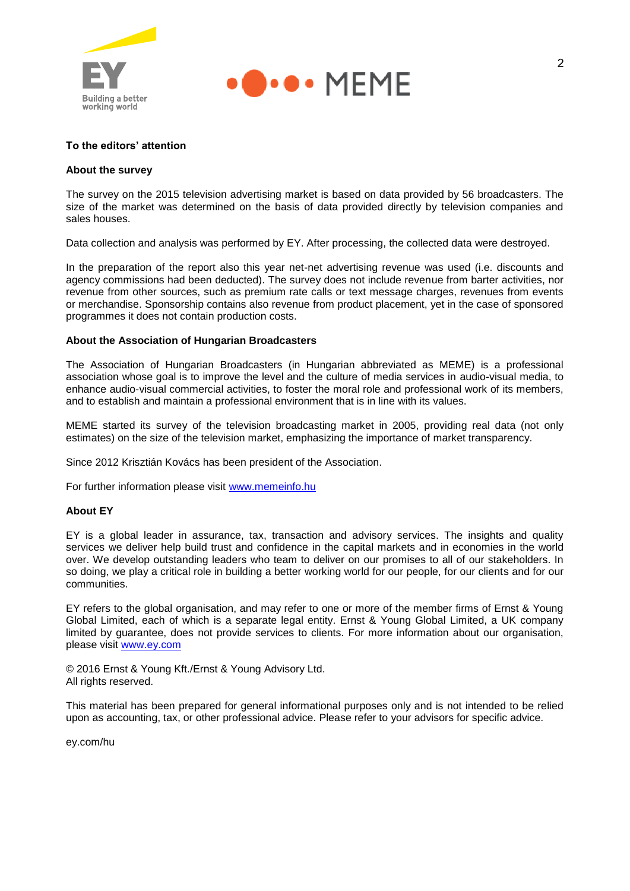**To the editors' attention**

**About the survey**

The survey on the 2015 television advertising market is based on data provided by 56 broadcasters. The size of the market was determined on the basis of data provided directly by television companies and sales houses.

Data collection and analysis was performed by EY. After processing, the collected data were destroyed.

In the preparation of the report also this year net-net advertising revenue was used (i.e. discounts and agency commissions had been deducted). The survey does not include revenue from barter activities, nor revenue from other sources, such as premium rate calls or text message charges, revenues from events or merchandise. Sponsorship contains also revenue from product placement, yet in the case of sponsored programmes it does not contain production costs.

**About the Association of Hungarian Broadcasters**

The Association of Hungarian Broadcasters (in Hungarian abbreviated as MEME) is a professional association whose goal is to improve the level and the culture of media services in audio-visual media, to enhance audio-visual commercial activities, to foster the moral role and professional work of its members, and to establish and maintain a professional environment that is in line with its values.

MEME started its survey of the television broadcasting market in 2005, providing real data (not only estimates) on the size of the television market, emphasizing the importance of market transparency.

Since 2012 Krisztián Kovács has been president of the Association.

For further information please visit [www.memeinfo.hu](http://www.memeinfo.hu)

**About EY**

EY is a global leader in assurance, tax, transaction and advisory services. The insights and quality services we deliver help build trust and confidence in the capital markets and in economies in the world over. We develop outstanding leaders who team to deliver on our promises to all of our stakeholders. In so doing, we play a critical role in building a better working world for our people, for our clients and for our communities.

EY refers to the global organisation, and may refer to one or more of the member firms of Ernst & Young Global Limited, each of which is a separate legal entity. Ernst & Young Global Limited, a UK company limited by guarantee, does not provide services to clients. For more information about our organisation, please visit [www.ey.com](http://www.ey.com)

© 2016 Ernst & Young Kft./Ernst & Young Advisory Ltd.
All rights reserved.

This material has been prepared for general informational purposes only and is not intended to be relied upon as accounting, tax, or other professional advice. Please refer to your advisors for specific advice.

ey.com/hu